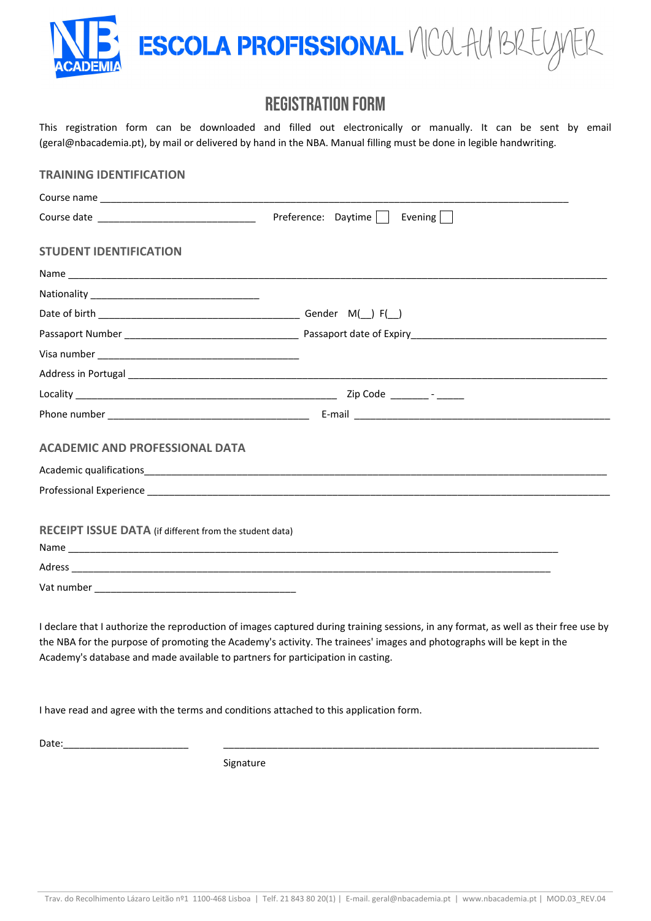# ESCOLA PROFISSIONAL NICOLAU BREYNER

## REGISTRATION FORM

This registration form can be downloaded and filled out electronically or manually. It can be sent by email (geral@nbacademia.pt), by mail or delivered by hand in the NBA. Manual filling must be done in legible handwriting.

### TRAINING IDENTIFICATION

Course name ______________________________________________________________________________

Course date ____________________________ Preference: Daytime ☐ Evening ☐

### STUDENT IDENTIFICATION

Name ______________________________________________________________________________

Nationality ______________________________

Date of birth ____________________________________ Gender M(__) F(__)

Passaport Number _______________________________ Passaport date of Expiry____________________________________

Visa number ____________________________________

Address in Portugal ______________________________________________________________________________

Locality ________________________________________________ Zip Code _______ - _____

Phone number ____________________________________ E-mail ______________________________________________

### ACADEMIC AND PROFESSIONAL DATA

Academic qualifications______________________________________________________________________________

Professional Experience ______________________________________________________________________________

### RECEIPT ISSUE DATA (if different from the student data)

Name ______________________________________________________________________________

Adress ______________________________________________________________________________

Vat number ____________________________________

I declare that I authorize the reproduction of images captured during training sessions, in any format, as well as their free use by the NBA for the purpose of promoting the Academy's activity. The trainees' images and photographs will be kept in the Academy's database and made available to partners for participation in casting.

I have read and agree with the terms and conditions attached to this application form.

Date:______________________ ____________________________________________________________________

Signature

Trav. do Recolhimento Lázaro Leitão nº1 1100-468 Lisboa | Telf. 21 843 80 20(1) | E-mail. geral@nbacademia.pt | www.nbacademia.pt | MOD.03_REV.04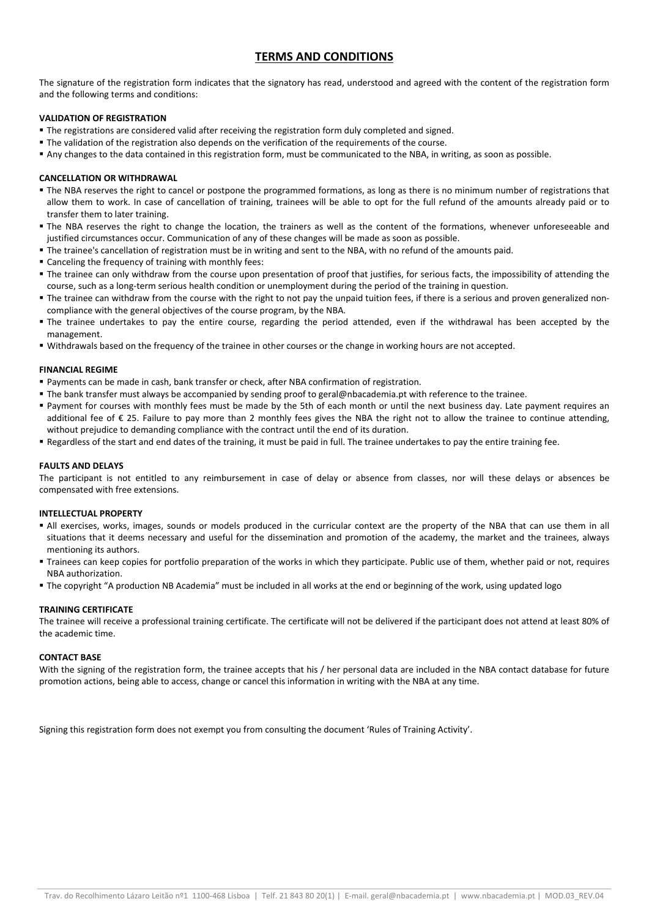# TERMS AND CONDITIONS

The signature of the registration form indicates that the signatory has read, understood and agreed with the content of the registration form and the following terms and conditions:

**VALIDATION OF REGISTRATION**

- The registrations are considered valid after receiving the registration form duly completed and signed.
- The validation of the registration also depends on the verification of the requirements of the course.
- Any changes to the data contained in this registration form, must be communicated to the NBA, in writing, as soon as possible.

**CANCELLATION OR WITHDRAWAL**

- The NBA reserves the right to cancel or postpone the programmed formations, as long as there is no minimum number of registrations that allow them to work. In case of cancellation of training, trainees will be able to opt for the full refund of the amounts already paid or to transfer them to later training.
- The NBA reserves the right to change the location, the trainers as well as the content of the formations, whenever unforeseeable and justified circumstances occur. Communication of any of these changes will be made as soon as possible.
- The trainee's cancellation of registration must be in writing and sent to the NBA, with no refund of the amounts paid.
- Canceling the frequency of training with monthly fees:
- The trainee can only withdraw from the course upon presentation of proof that justifies, for serious facts, the impossibility of attending the course, such as a long-term serious health condition or unemployment during the period of the training in question.
- The trainee can withdraw from the course with the right to not pay the unpaid tuition fees, if there is a serious and proven generalized non-compliance with the general objectives of the course program, by the NBA.
- The trainee undertakes to pay the entire course, regarding the period attended, even if the withdrawal has been accepted by the management.
- Withdrawals based on the frequency of the trainee in other courses or the change in working hours are not accepted.

**FINANCIAL REGIME**

- Payments can be made in cash, bank transfer or check, after NBA confirmation of registration.
- The bank transfer must always be accompanied by sending proof to geral@nbacademia.pt with reference to the trainee.
- Payment for courses with monthly fees must be made by the 5th of each month or until the next business day. Late payment requires an additional fee of € 25. Failure to pay more than 2 monthly fees gives the NBA the right not to allow the trainee to continue attending, without prejudice to demanding compliance with the contract until the end of its duration.
- Regardless of the start and end dates of the training, it must be paid in full. The trainee undertakes to pay the entire training fee.

**FAULTS AND DELAYS**

The participant is not entitled to any reimbursement in case of delay or absence from classes, nor will these delays or absences be compensated with free extensions.

**INTELLECTUAL PROPERTY**

- All exercises, works, images, sounds or models produced in the curricular context are the property of the NBA that can use them in all situations that it deems necessary and useful for the dissemination and promotion of the academy, the market and the trainees, always mentioning its authors.
- Trainees can keep copies for portfolio preparation of the works in which they participate. Public use of them, whether paid or not, requires NBA authorization.
- The copyright "A production NB Academia" must be included in all works at the end or beginning of the work, using updated logo

**TRAINING CERTIFICATE**

The trainee will receive a professional training certificate. The certificate will not be delivered if the participant does not attend at least 80% of the academic time.

**CONTACT BASE**

With the signing of the registration form, the trainee accepts that his / her personal data are included in the NBA contact database for future promotion actions, being able to access, change or cancel this information in writing with the NBA at any time.

Signing this registration form does not exempt you from consulting the document 'Rules of Training Activity'.

Trav. do Recolhimento Lázaro Leitão nº1 1100-468 Lisboa | Telf. 21 843 80 20(1) | E-mail. geral@nbacademia.pt | www.nbacademia.pt | MOD.03_REV.04